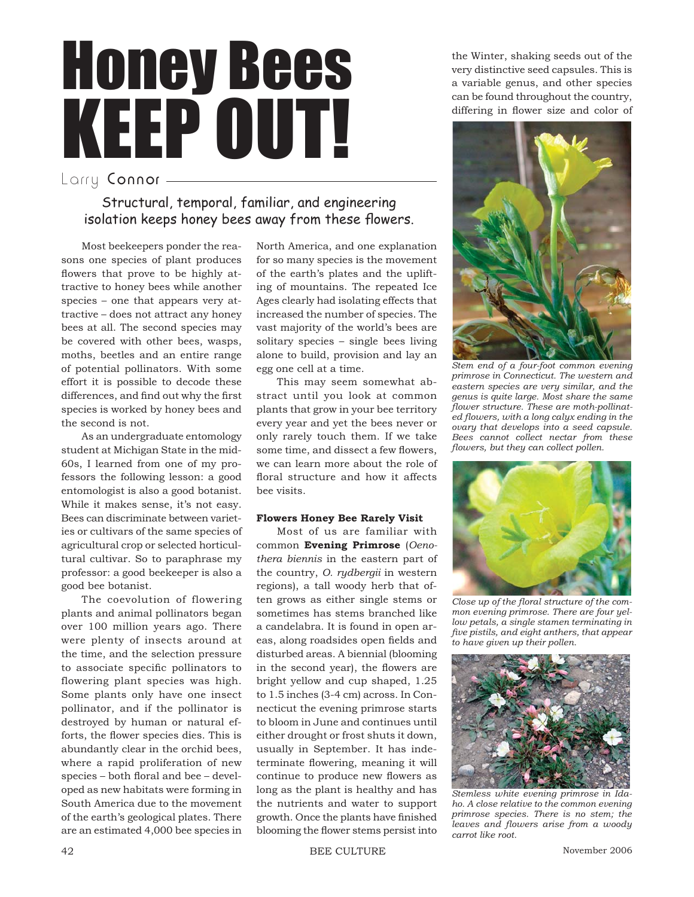# Honey Bees KEEP OUT!

Larry Connor

### Structural, temporal, familiar, and engineering isolation keeps honey bees away from these flowers.

Most beekeepers ponder the reasons one species of plant produces flowers that prove to be highly attractive to honey bees while another species – one that appears very attractive – does not attract any honey bees at all. The second species may be covered with other bees, wasps, moths, beetles and an entire range of potential pollinators. With some effort it is possible to decode these differences, and find out why the first species is worked by honey bees and the second is not.

As an undergraduate entomology student at Michigan State in the mid-60s, I learned from one of my professors the following lesson: a good entomologist is also a good botanist. While it makes sense, it's not easy. Bees can discriminate between varieties or cultivars of the same species of agricultural crop or selected horticultural cultivar. So to paraphrase my professor: a good beekeeper is also a good bee botanist.

The coevolution of flowering plants and animal pollinators began over 100 million years ago. There were plenty of insects around at the time, and the selection pressure to associate specific pollinators to flowering plant species was high. Some plants only have one insect pollinator, and if the pollinator is destroyed by human or natural efforts, the flower species dies. This is abundantly clear in the orchid bees, where a rapid proliferation of new species – both floral and bee – developed as new habitats were forming in South America due to the movement of the earth's geological plates. There are an estimated 4,000 bee species in North America, and one explanation for so many species is the movement of the earth's plates and the uplifting of mountains. The repeated Ice Ages clearly had isolating effects that increased the number of species. The vast majority of the world's bees are solitary species – single bees living alone to build, provision and lay an egg one cell at a time.

This may seem somewhat abstract until you look at common plants that grow in your bee territory every year and yet the bees never or only rarely touch them. If we take some time, and dissect a few flowers, we can learn more about the role of floral structure and how it affects bee visits.

**Flowers Honey Bee Rarely Visit**

Most of us are familiar with common **Evening Primrose** (*Oenothera biennis* in the eastern part of the country, *O. rydbergii* in western regions), a tall woody herb that often grows as either single stems or sometimes has stems branched like a candelabra. It is found in open areas, along roadsides open fields and disturbed areas. A biennial (blooming in the second year), the flowers are bright yellow and cup shaped, 1.25 to 1.5 inches (3-4 cm) across. In Connecticut the evening primrose starts to bloom in June and continues until either drought or frost shuts it down, usually in September. It has indeterminate flowering, meaning it will continue to produce new flowers as long as the plant is healthy and has the nutrients and water to support growth. Once the plants have finished blooming the flower stems persist into the Winter, shaking seeds out of the very distinctive seed capsules. This is a variable genus, and other species can be found throughout the country, differing in flower size and color of

*Stem end of a four-foot common evening primrose in Connecticut. The western and eastern species are very similar, and the genus is quite large. Most share the same flower structure. These are moth-pollinated flowers, with a long calyx ending in the ovary that develops into a seed capsule. Bees cannot collect nectar from these flowers, but they can collect pollen.*

*Close up of the floral structure of the common evening primrose. There are four yellow petals, a single stamen terminating in five pistils, and eight anthers, that appear to have given up their pollen.*

*Stemless white evening primrose in Idaho. A close relative to the common evening primrose species. There is no stem; the leaves and flowers arise from a woody carrot like root.*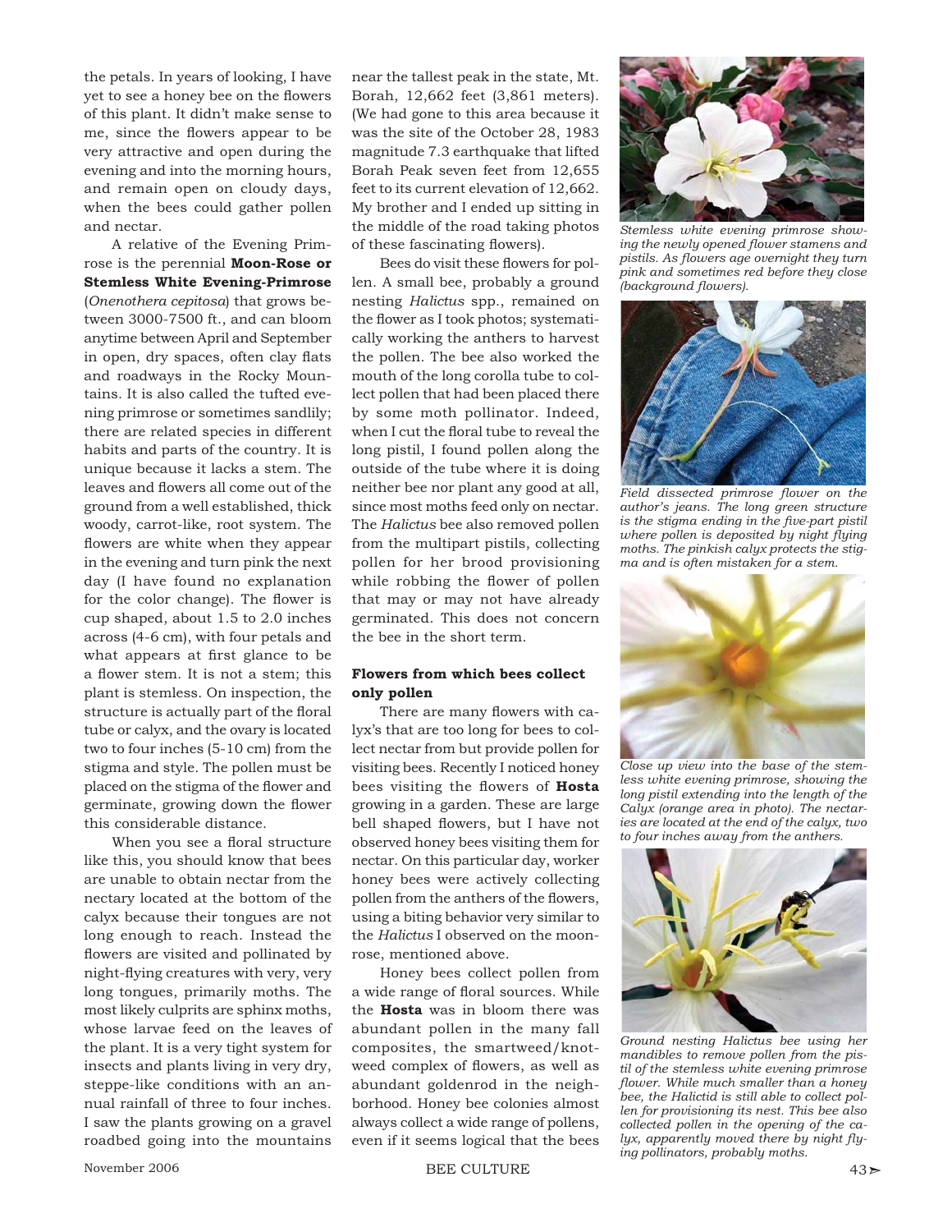the petals. In years of looking, I have yet to see a honey bee on the flowers of this plant. It didn't make sense to me, since the flowers appear to be very attractive and open during the evening and into the morning hours, and remain open on cloudy days, when the bees could gather pollen and nectar.

A relative of the Evening Primrose is the perennial **Moon-Rose or Stemless White Evening-Primrose** (*Onenothera cepitosa*) that grows between 3000-7500 ft., and can bloom anytime between April and September in open, dry spaces, often clay flats and roadways in the Rocky Mountains. It is also called the tufted evening primrose or sometimes sandlily; there are related species in different habits and parts of the country. It is unique because it lacks a stem. The leaves and flowers all come out of the ground from a well established, thick woody, carrot-like, root system. The flowers are white when they appear in the evening and turn pink the next day (I have found no explanation for the color change). The flower is cup shaped, about 1.5 to 2.0 inches across (4-6 cm), with four petals and what appears at first glance to be a flower stem. It is not a stem; this plant is stemless. On inspection, the structure is actually part of the floral tube or calyx, and the ovary is located two to four inches (5-10 cm) from the stigma and style. The pollen must be placed on the stigma of the flower and germinate, growing down the flower this considerable distance.

When you see a floral structure like this, you should know that bees are unable to obtain nectar from the nectary located at the bottom of the calyx because their tongues are not long enough to reach. Instead the flowers are visited and pollinated by night-flying creatures with very, very long tongues, primarily moths. The most likely culprits are sphinx moths, whose larvae feed on the leaves of the plant. It is a very tight system for insects and plants living in very dry, steppe-like conditions with an annual rainfall of three to four inches. I saw the plants growing on a gravel roadbed going into the mountains near the tallest peak in the state, Mt. Borah, 12,662 feet (3,861 meters). (We had gone to this area because it was the site of the October 28, 1983 magnitude 7.3 earthquake that lifted Borah Peak seven feet from 12,655 feet to its current elevation of 12,662. My brother and I ended up sitting in the middle of the road taking photos of these fascinating flowers).

Bees do visit these flowers for pollen. A small bee, probably a ground nesting *Halictus* spp., remained on the flower as I took photos; systematically working the anthers to harvest the pollen. The bee also worked the mouth of the long corolla tube to collect pollen that had been placed there by some moth pollinator. Indeed, when I cut the floral tube to reveal the long pistil, I found pollen along the outside of the tube where it is doing neither bee nor plant any good at all, since most moths feed only on nectar. The *Halictus* bee also removed pollen from the multipart pistils, collecting pollen for her brood provisioning while robbing the flower of pollen that may or may not have already germinated. This does not concern the bee in the short term.

### Flowers from which bees collect only pollen

There are many flowers with calyx's that are too long for bees to collect nectar from but provide pollen for visiting bees. Recently I noticed honey bees visiting the flowers of **Hosta** growing in a garden. These are large bell shaped flowers, but I have not observed honey bees visiting them for nectar. On this particular day, worker honey bees were actively collecting pollen from the anthers of the flowers, using a biting behavior very similar to the *Halictus* I observed on the moonrose, mentioned above.

Honey bees collect pollen from a wide range of floral sources. While the **Hosta** was in bloom there was abundant pollen in the many fall composites, the smartweed/knotweed complex of flowers, as well as abundant goldenrod in the neighborhood. Honey bee colonies almost always collect a wide range of pollens, even if it seems logical that the bees

*Stemless white evening primrose showing the newly opened flower stamens and pistils. As flowers age overnight they turn pink and sometimes red before they close (background flowers).*

*Field dissected primrose flower on the author's jeans. The long green structure is the stigma ending in the five-part pistil where pollen is deposited by night flying moths. The pinkish calyx protects the stigma and is often mistaken for a stem.*

*Close up view into the base of the stemless white evening primrose, showing the long pistil extending into the length of the Calyx (orange area in photo). The nectaries are located at the end of the calyx, two to four inches away from the anthers.*

*Ground nesting Halictus bee using her mandibles to remove pollen from the pistil of the stemless white evening primrose flower. While much smaller than a honey bee, the Halictid is still able to collect pollen for provisioning its nest. This bee also collected pollen in the opening of the calyx, apparently moved there by night flying pollinators, probably moths.*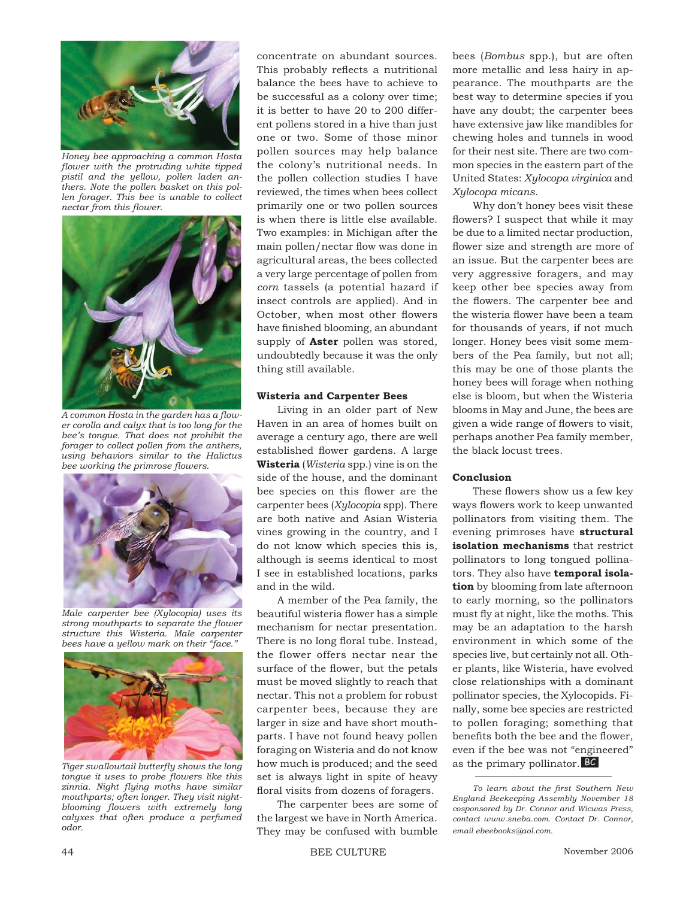Honey bee approaching a common Hosta flower with the protruding white tipped pistil and the yellow, pollen laden anthers. Note the pollen basket on this pollen forager. This bee is unable to collect nectar from this flower.

*A common Hosta in the garden has a flower corolla and calyx that is too long for the bee's tongue. That does not prohibit the forager to collect pollen from the anthers, using behaviors similar to the Halictus bee working the primrose flowers.*

*Male carpenter bee (Xylocopia) uses its strong mouthparts to separate the flower structure this Wisteria. Male carpenter bees have a yellow mark on their "face."*

*Tiger swallowtail butterfly shows the long tongue it uses to probe flowers like this zinnia. Night flying moths have similar mouthparts; often longer. They visit night-blooming flowers with extremely long calyxes that often produce a perfumed odor.*

concentrate on abundant sources. This probably reflects a nutritional balance the bees have to achieve to be successful as a colony over time; it is better to have 20 to 200 different pollens stored in a hive than just one or two. Some of those minor pollen sources may help balance the colony's nutritional needs. In the pollen collection studies I have reviewed, the times when bees collect primarily one or two pollen sources is when there is little else available. Two examples: in Michigan after the main pollen/nectar flow was done in agricultural areas, the bees collected a very large percentage of pollen from *corn* tassels (a potential hazard if insect controls are applied). And in October, when most other flowers have finished blooming, an abundant supply of **Aster** pollen was stored, undoubtedly because it was the only thing still available.

**Wisteria and Carpenter Bees**

Living in an older part of New Haven in an area of homes built on average a century ago, there are well established flower gardens. A large **Wisteria** (*Wisteria* spp.) vine is on the side of the house, and the dominant bee species on this flower are the carpenter bees (*Xylocopia* spp). There are both native and Asian Wisteria vines growing in the country, and I do not know which species this is, although is seems identical to most I see in established locations, parks and in the wild.

A member of the Pea family, the beautiful wisteria flower has a simple mechanism for nectar presentation. There is no long floral tube. Instead, the flower offers nectar near the surface of the flower, but the petals must be moved slightly to reach that nectar. This not a problem for robust carpenter bees, because they are larger in size and have short mouthparts. I have not found heavy pollen foraging on Wisteria and do not know how much is produced; and the seed set is always light in spite of heavy floral visits from dozens of foragers.

The carpenter bees are some of the largest we have in North America. They may be confused with bumble bees (*Bombus* spp.), but are often more metallic and less hairy in appearance. The mouthparts are the best way to determine species if you have any doubt; the carpenter bees have extensive jaw like mandibles for chewing holes and tunnels in wood for their nest site. There are two common species in the eastern part of the United States: *Xylocopa virginica* and *Xylocopa micans*.

Why don't honey bees visit these flowers? I suspect that while it may be due to a limited nectar production, flower size and strength are more of an issue. But the carpenter bees are very aggressive foragers, and may keep other bee species away from the flowers. The carpenter bee and the wisteria flower have been a team for thousands of years, if not much longer. Honey bees visit some members of the Pea family, but not all; this may be one of those plants the honey bees will forage when nothing else is bloom, but when the Wisteria blooms in May and June, the bees are given a wide range of flowers to visit, perhaps another Pea family member, the black locust trees.

**Conclusion**

These flowers show us a few key ways flowers work to keep unwanted pollinators from visiting them. The evening primroses have **structural isolation mechanisms** that restrict pollinators to long tongued pollinators. They also have **temporal isolation** by blooming from late afternoon to early morning, so the pollinators must fly at night, like the moths. This may be an adaptation to the harsh environment in which some of the species live, but certainly not all. Other plants, like Wisteria, have evolved close relationships with a dominant pollinator species, the Xylocopids. Finally, some bee species are restricted to pollen foraging; something that benefits both the bee and the flower, even if the bee was not "engineered" as the primary pollinator. BC

*To learn about the first Southern New England Beekeeping Assembly November 18 cosponsored by Dr. Connor and Wicwas Press, contact www.sneba.com. Contact Dr. Connor, email ebeebooks@aol.com.*